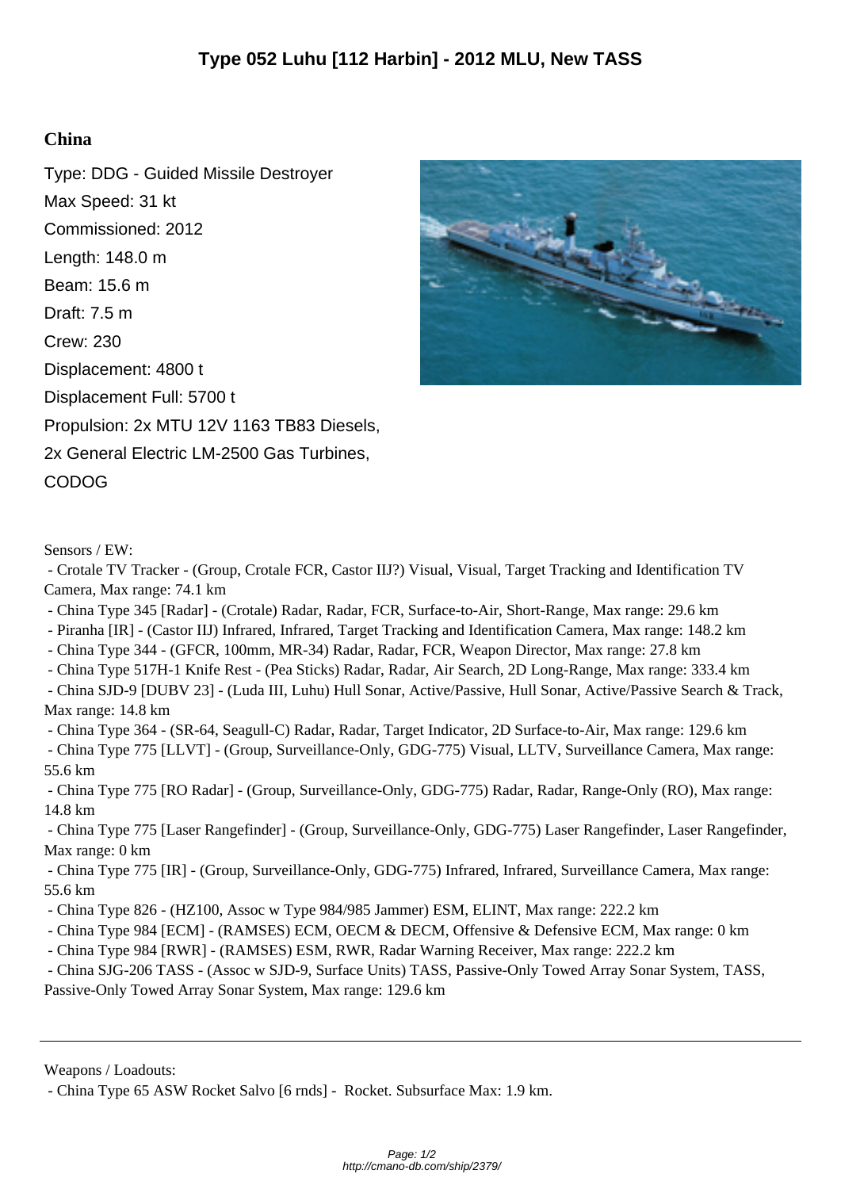# Type 052 Luhu [112 Harbin] - 2012 MLU, New TASS

## China

Type: DDG - Guided Missile Destroyer
Max Speed: 31 kt
Commissioned: 2012
Length: 148.0 m
Beam: 15.6 m
Draft: 7.5 m
Crew: 230
Displacement: 4800 t
Displacement Full: 5700 t
Propulsion: 2x MTU 12V 1163 TB83 Diesels, 2x General Electric LM-2500 Gas Turbines, CODOG

Sensors / EW:

- Crotale TV Tracker - (Group, Crotale FCR, Castor IIJ?) Visual, Visual, Target Tracking and Identification TV Camera, Max range: 74.1 km
- China Type 345 [Radar] - (Crotale) Radar, Radar, FCR, Surface-to-Air, Short-Range, Max range: 29.6 km
- Piranha [IR] - (Castor IIJ) Infrared, Infrared, Target Tracking and Identification Camera, Max range: 148.2 km
- China Type 344 - (GFCR, 100mm, MR-34) Radar, Radar, FCR, Weapon Director, Max range: 27.8 km
- China Type 517H-1 Knife Rest - (Pea Sticks) Radar, Radar, Air Search, 2D Long-Range, Max range: 333.4 km
- China SJD-9 [DUBV 23] - (Luda III, Luhu) Hull Sonar, Active/Passive, Hull Sonar, Active/Passive Search & Track, Max range: 14.8 km
- China Type 364 - (SR-64, Seagull-C) Radar, Radar, Target Indicator, 2D Surface-to-Air, Max range: 129.6 km
- China Type 775 [LLVT] - (Group, Surveillance-Only, GDG-775) Visual, LLTV, Surveillance Camera, Max range: 55.6 km
- China Type 775 [RO Radar] - (Group, Surveillance-Only, GDG-775) Radar, Radar, Range-Only (RO), Max range: 14.8 km
- China Type 775 [Laser Rangefinder] - (Group, Surveillance-Only, GDG-775) Laser Rangefinder, Laser Rangefinder, Max range: 0 km
- China Type 775 [IR] - (Group, Surveillance-Only, GDG-775) Infrared, Infrared, Surveillance Camera, Max range: 55.6 km
- China Type 826 - (HZ100, Assoc w Type 984/985 Jammer) ESM, ELINT, Max range: 222.2 km
- China Type 984 [ECM] - (RAMSES) ECM, OECM & DECM, Offensive & Defensive ECM, Max range: 0 km
- China Type 984 [RWR] - (RAMSES) ESM, RWR, Radar Warning Receiver, Max range: 222.2 km
- China SJG-206 TASS - (Assoc w SJD-9, Surface Units) TASS, Passive-Only Towed Array Sonar System, TASS, Passive-Only Towed Array Sonar System, Max range: 129.6 km

---

Weapons / Loadouts:

- China Type 65 ASW Rocket Salvo [6 rnds] - Rocket. Subsurface Max: 1.9 km.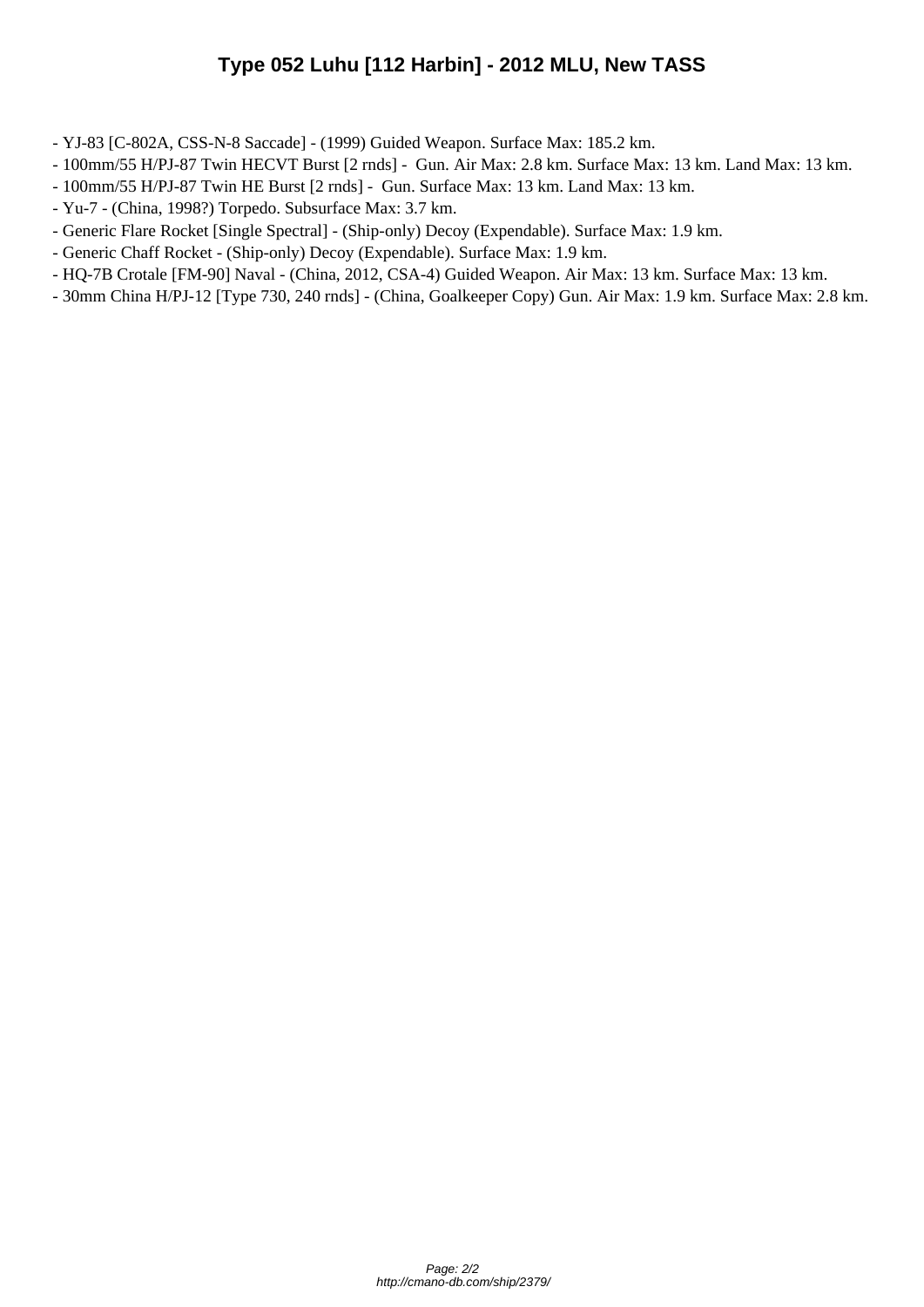- YJ-83 [C-802A, CSS-N-8 Saccade] - (1999) Guided Weapon. Surface Max: 185.2 km.
- 100mm/55 H/PJ-87 Twin HECVT Burst [2 rnds] - Gun. Air Max: 2.8 km. Surface Max: 13 km. Land Max: 13 km.
- 100mm/55 H/PJ-87 Twin HE Burst [2 rnds] - Gun. Surface Max: 13 km. Land Max: 13 km.
- Yu-7 - (China, 1998?) Torpedo. Subsurface Max: 3.7 km.
- Generic Flare Rocket [Single Spectral] - (Ship-only) Decoy (Expendable). Surface Max: 1.9 km.
- Generic Chaff Rocket - (Ship-only) Decoy (Expendable). Surface Max: 1.9 km.
- HQ-7B Crotale [FM-90] Naval - (China, 2012, CSA-4) Guided Weapon. Air Max: 13 km. Surface Max: 13 km.
- 30mm China H/PJ-12 [Type 730, 240 rnds] - (China, Goalkeeper Copy) Gun. Air Max: 1.9 km. Surface Max: 2.8 km.